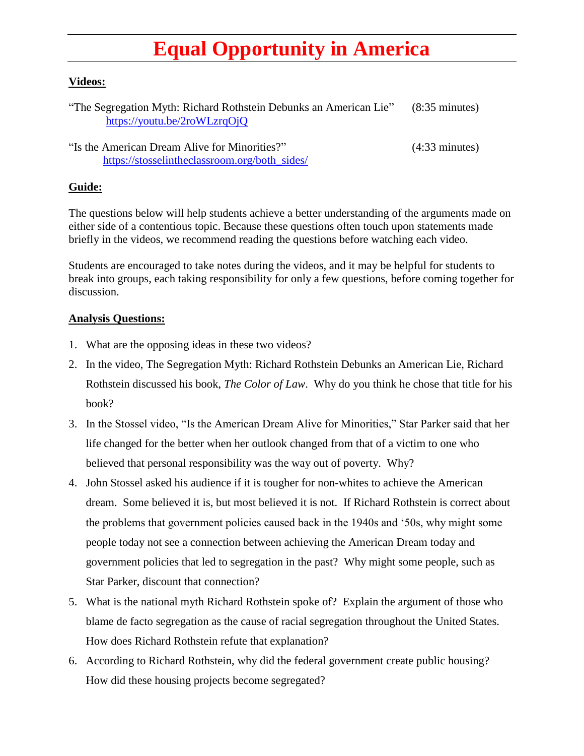# Equal Opportunity in America

**Videos:**

"The Segregation Myth: Richard Rothstein Debunks an American Lie" (8:35 minutes)
https://youtu.be/2roWLzrqOjQ

"Is the American Dream Alive for Minorities?" (4:33 minutes)
https://stosselintheclassroom.org/both_sides/

**Guide:**

The questions below will help students achieve a better understanding of the arguments made on either side of a contentious topic. Because these questions often touch upon statements made briefly in the videos, we recommend reading the questions before watching each video.

Students are encouraged to take notes during the videos, and it may be helpful for students to break into groups, each taking responsibility for only a few questions, before coming together for discussion.

**Analysis Questions:**

1. What are the opposing ideas in these two videos?
2. In the video, The Segregation Myth: Richard Rothstein Debunks an American Lie, Richard Rothstein discussed his book, *The Color of Law*. Why do you think he chose that title for his book?
3. In the Stossel video, "Is the American Dream Alive for Minorities," Star Parker said that her life changed for the better when her outlook changed from that of a victim to one who believed that personal responsibility was the way out of poverty. Why?
4. John Stossel asked his audience if it is tougher for non-whites to achieve the American dream. Some believed it is, but most believed it is not. If Richard Rothstein is correct about the problems that government policies caused back in the 1940s and '50s, why might some people today not see a connection between achieving the American Dream today and government policies that led to segregation in the past? Why might some people, such as Star Parker, discount that connection?
5. What is the national myth Richard Rothstein spoke of? Explain the argument of those who blame de facto segregation as the cause of racial segregation throughout the United States. How does Richard Rothstein refute that explanation?
6. According to Richard Rothstein, why did the federal government create public housing? How did these housing projects become segregated?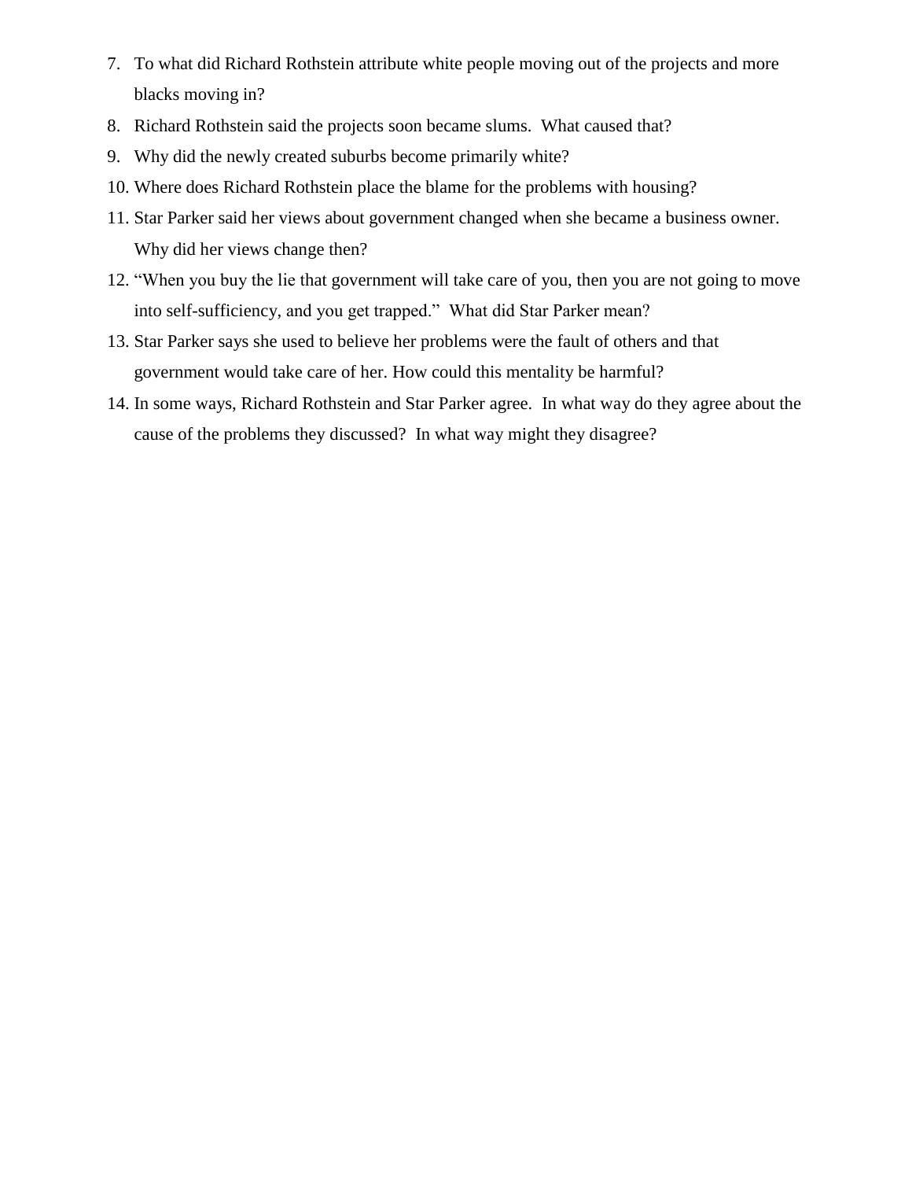7. To what did Richard Rothstein attribute white people moving out of the projects and more blacks moving in?
8. Richard Rothstein said the projects soon became slums. What caused that?
9. Why did the newly created suburbs become primarily white?
10. Where does Richard Rothstein place the blame for the problems with housing?
11. Star Parker said her views about government changed when she became a business owner. Why did her views change then?
12. "When you buy the lie that government will take care of you, then you are not going to move into self-sufficiency, and you get trapped." What did Star Parker mean?
13. Star Parker says she used to believe her problems were the fault of others and that government would take care of her. How could this mentality be harmful?
14. In some ways, Richard Rothstein and Star Parker agree. In what way do they agree about the cause of the problems they discussed? In what way might they disagree?